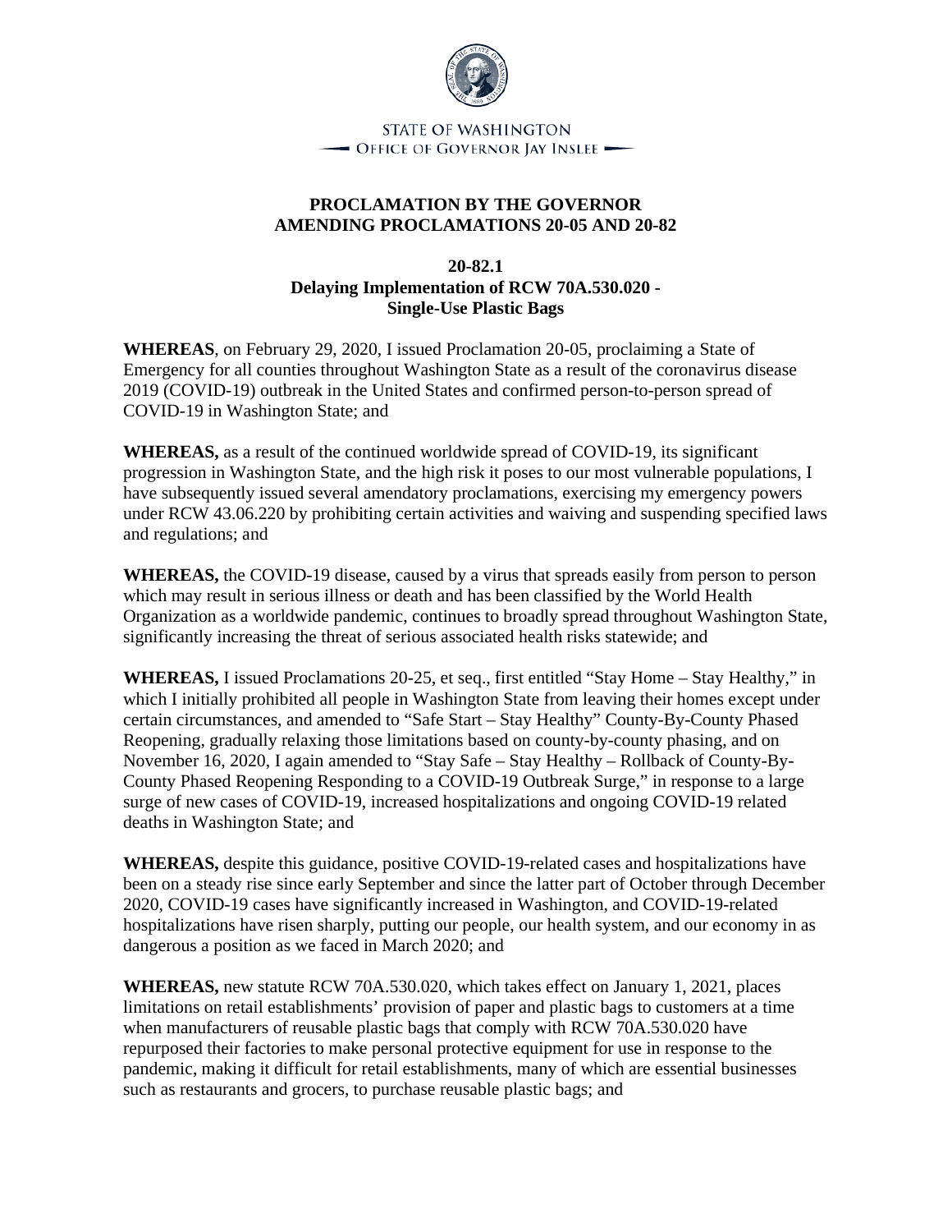STATE OF WASHINGTON
OFFICE OF GOVERNOR JAY INSLEE

# PROCLAMATION BY THE GOVERNOR AMENDING PROCLAMATIONS 20-05 AND 20-82

## 20-82.1
## Delaying Implementation of RCW 70A.530.020 - Single-Use Plastic Bags

**WHEREAS**, on February 29, 2020, I issued Proclamation 20-05, proclaiming a State of Emergency for all counties throughout Washington State as a result of the coronavirus disease 2019 (COVID-19) outbreak in the United States and confirmed person-to-person spread of COVID-19 in Washington State; and

**WHEREAS,** as a result of the continued worldwide spread of COVID-19, its significant progression in Washington State, and the high risk it poses to our most vulnerable populations, I have subsequently issued several amendatory proclamations, exercising my emergency powers under RCW 43.06.220 by prohibiting certain activities and waiving and suspending specified laws and regulations; and

**WHEREAS,** the COVID-19 disease, caused by a virus that spreads easily from person to person which may result in serious illness or death and has been classified by the World Health Organization as a worldwide pandemic, continues to broadly spread throughout Washington State, significantly increasing the threat of serious associated health risks statewide; and

**WHEREAS,** I issued Proclamations 20-25, et seq., first entitled "Stay Home – Stay Healthy," in which I initially prohibited all people in Washington State from leaving their homes except under certain circumstances, and amended to "Safe Start – Stay Healthy" County-By-County Phased Reopening, gradually relaxing those limitations based on county-by-county phasing, and on November 16, 2020, I again amended to "Stay Safe – Stay Healthy – Rollback of County-By-County Phased Reopening Responding to a COVID-19 Outbreak Surge," in response to a large surge of new cases of COVID-19, increased hospitalizations and ongoing COVID-19 related deaths in Washington State; and

**WHEREAS,** despite this guidance, positive COVID-19-related cases and hospitalizations have been on a steady rise since early September and since the latter part of October through December 2020, COVID-19 cases have significantly increased in Washington, and COVID-19-related hospitalizations have risen sharply, putting our people, our health system, and our economy in as dangerous a position as we faced in March 2020; and

**WHEREAS,** new statute RCW 70A.530.020, which takes effect on January 1, 2021, places limitations on retail establishments' provision of paper and plastic bags to customers at a time when manufacturers of reusable plastic bags that comply with RCW 70A.530.020 have repurposed their factories to make personal protective equipment for use in response to the pandemic, making it difficult for retail establishments, many of which are essential businesses such as restaurants and grocers, to purchase reusable plastic bags; and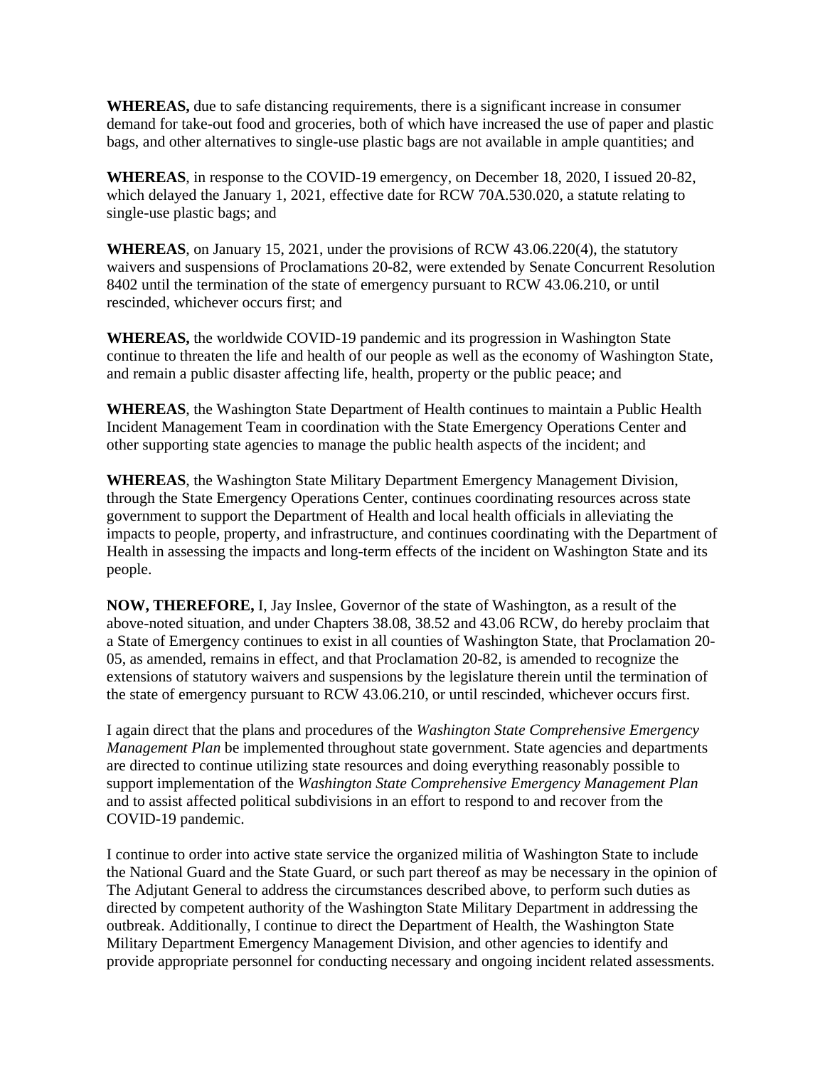**WHEREAS,** due to safe distancing requirements, there is a significant increase in consumer demand for take-out food and groceries, both of which have increased the use of paper and plastic bags, and other alternatives to single-use plastic bags are not available in ample quantities; and

**WHEREAS**, in response to the COVID-19 emergency, on December 18, 2020, I issued 20-82, which delayed the January 1, 2021, effective date for RCW 70A.530.020, a statute relating to single-use plastic bags; and

**WHEREAS**, on January 15, 2021, under the provisions of RCW 43.06.220(4), the statutory waivers and suspensions of Proclamations 20-82, were extended by Senate Concurrent Resolution 8402 until the termination of the state of emergency pursuant to RCW 43.06.210, or until rescinded, whichever occurs first; and

**WHEREAS,** the worldwide COVID-19 pandemic and its progression in Washington State continue to threaten the life and health of our people as well as the economy of Washington State, and remain a public disaster affecting life, health, property or the public peace; and

**WHEREAS**, the Washington State Department of Health continues to maintain a Public Health Incident Management Team in coordination with the State Emergency Operations Center and other supporting state agencies to manage the public health aspects of the incident; and

**WHEREAS**, the Washington State Military Department Emergency Management Division, through the State Emergency Operations Center, continues coordinating resources across state government to support the Department of Health and local health officials in alleviating the impacts to people, property, and infrastructure, and continues coordinating with the Department of Health in assessing the impacts and long-term effects of the incident on Washington State and its people.

**NOW, THEREFORE,** I, Jay Inslee, Governor of the state of Washington, as a result of the above-noted situation, and under Chapters 38.08, 38.52 and 43.06 RCW, do hereby proclaim that a State of Emergency continues to exist in all counties of Washington State, that Proclamation 20-05, as amended, remains in effect, and that Proclamation 20-82, is amended to recognize the extensions of statutory waivers and suspensions by the legislature therein until the termination of the state of emergency pursuant to RCW 43.06.210, or until rescinded, whichever occurs first.

I again direct that the plans and procedures of the *Washington State Comprehensive Emergency Management Plan* be implemented throughout state government. State agencies and departments are directed to continue utilizing state resources and doing everything reasonably possible to support implementation of the *Washington State Comprehensive Emergency Management Plan* and to assist affected political subdivisions in an effort to respond to and recover from the COVID-19 pandemic.

I continue to order into active state service the organized militia of Washington State to include the National Guard and the State Guard, or such part thereof as may be necessary in the opinion of The Adjutant General to address the circumstances described above, to perform such duties as directed by competent authority of the Washington State Military Department in addressing the outbreak. Additionally, I continue to direct the Department of Health, the Washington State Military Department Emergency Management Division, and other agencies to identify and provide appropriate personnel for conducting necessary and ongoing incident related assessments.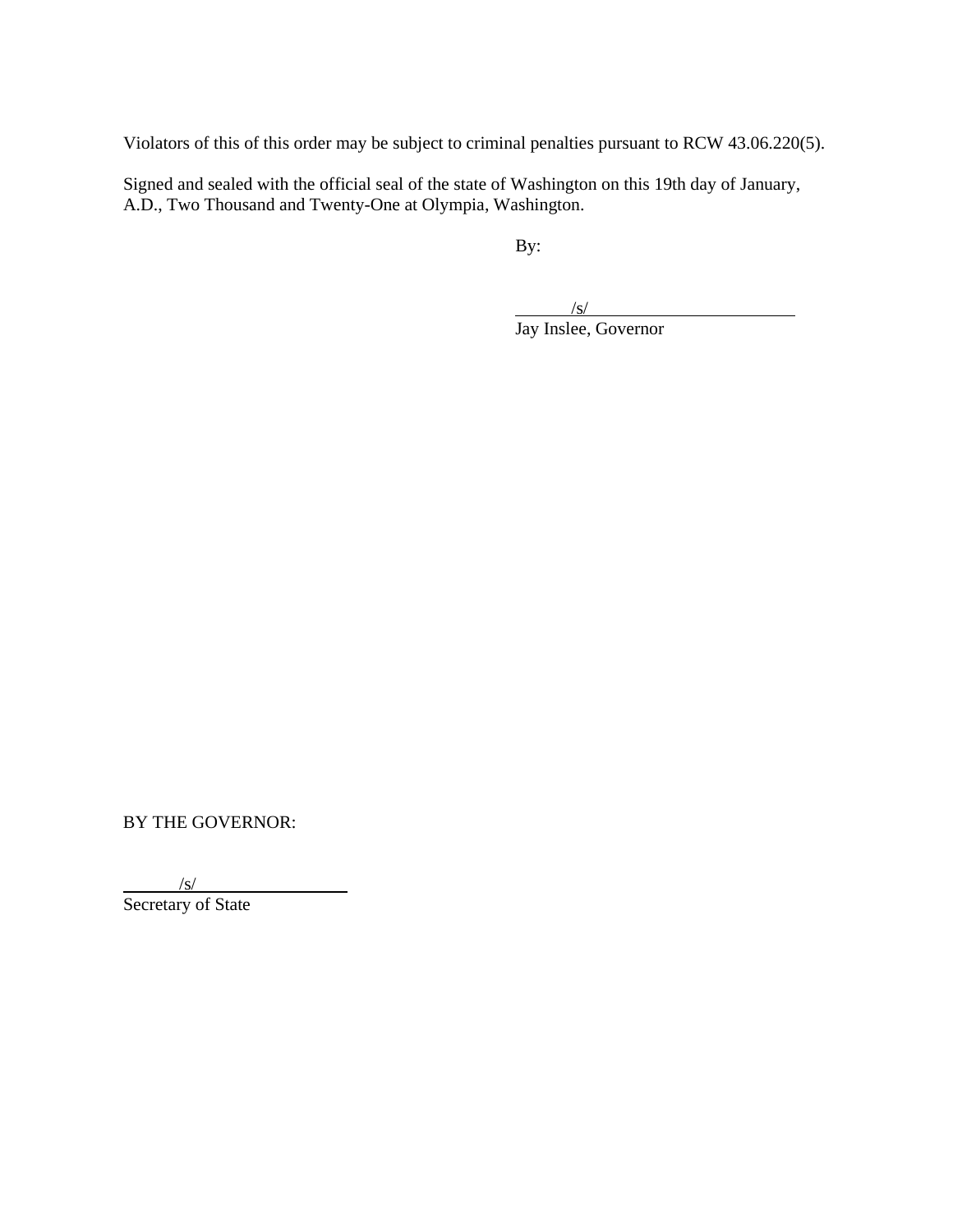Violators of this of this order may be subject to criminal penalties pursuant to RCW 43.06.220(5).

Signed and sealed with the official seal of the state of Washington on this 19th day of January, A.D., Two Thousand and Twenty-One at Olympia, Washington.

By:

/s/
Jay Inslee, Governor

BY THE GOVERNOR:

/s/
Secretary of State